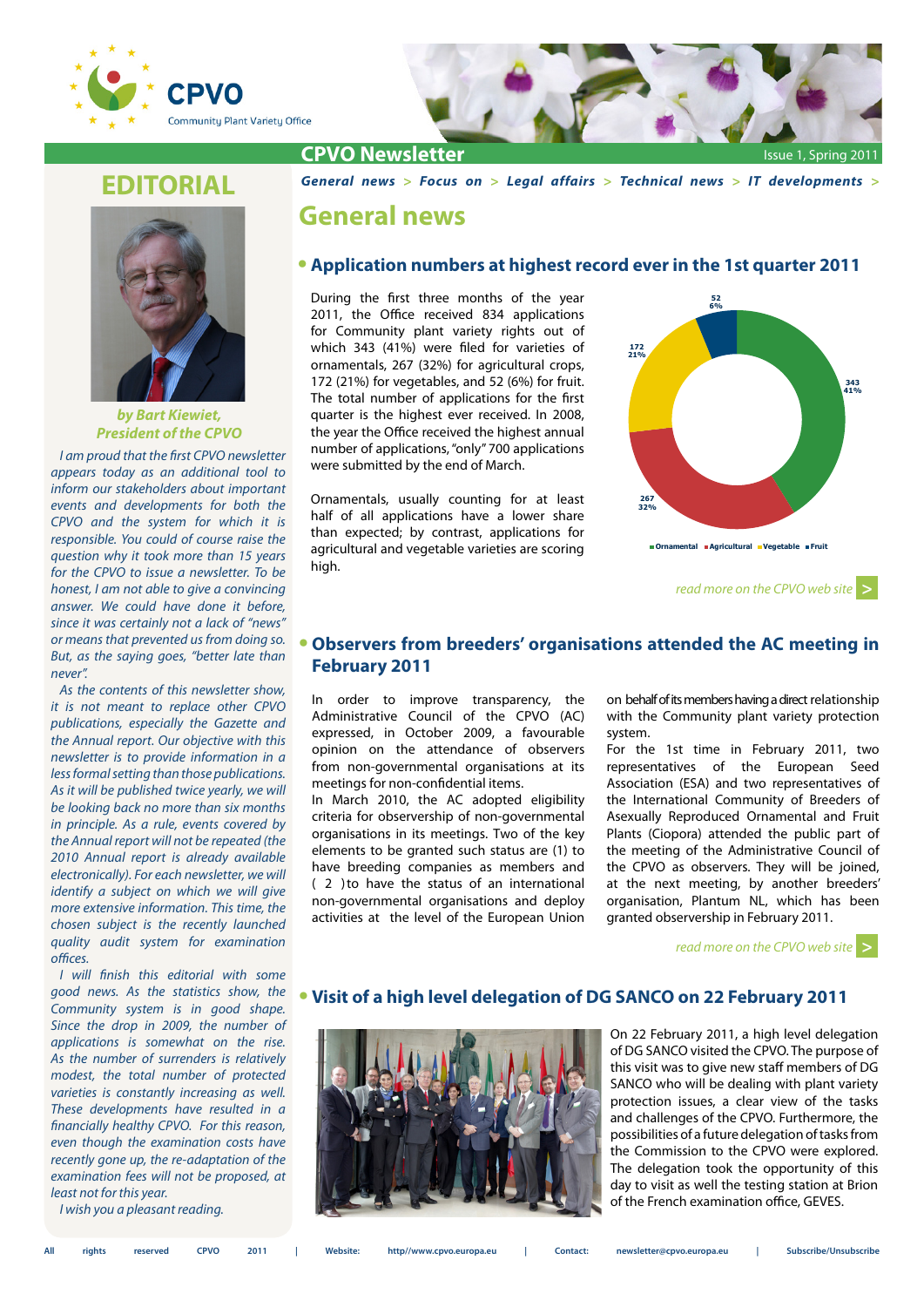# CPVO Newsletter

Issue 1, Spring 2011

General news > Focus on > Legal affairs > Technical news > IT developments >

## EDITORIAL

*by Bart Kiewiet, President of the CPVO*

*I am proud that the first CPVO newsletter appears today as an additional tool to inform our stakeholders about important events and developments for both the CPVO and the system for which it is responsible. You could of course raise the question why it took more than 15 years for the CPVO to issue a newsletter. To be honest, I am not able to give a convincing answer. We could have done it before, since it was certainly not a lack of "news" or means that prevented us from doing so. But, as the saying goes, "better late than never".*

*As the contents of this newsletter show, it is not meant to replace other CPVO publications, especially the Gazette and the Annual report. Our objective with this newsletter is to provide information in a less formal setting than those publications. As it will be published twice yearly, we will be looking back no more than six months in principle. As a rule, events covered by the Annual report will not be repeated (the 2010 Annual report is already available electronically). For each newsletter, we will identify a subject on which we will give more extensive information. This time, the chosen subject is the recently launched quality audit system for examination offices.*

*I will finish this editorial with some good news. As the statistics show, the Community system is in good shape. Since the drop in 2009, the number of applications is somewhat on the rise. As the number of surrenders is relatively modest, the total number of protected varieties is constantly increasing as well. These developments have resulted in a financially healthy CPVO. For this reason, even though the examination costs have recently gone up, the re-adaptation of the examination fees will not be proposed, at least not for this year.*

*I wish you a pleasant reading.*

## General news

### Application numbers at highest record ever in the 1st quarter 2011

During the first three months of the year 2011, the Office received 834 applications for Community plant variety rights out of which 343 (41%) were filed for varieties of ornamentals, 267 (32%) for agricultural crops, 172 (21%) for vegetables, and 52 (6%) for fruit. The total number of applications for the first quarter is the highest ever received. In 2008, the year the Office received the highest annual number of applications, "only" 700 applications were submitted by the end of March.

Ornamentals, usually counting for at least half of all applications have a lower share than expected; by contrast, applications for agricultural and vegetable varieties are scoring high.

| Category | Applications | Share |
|---|---|---|
| Ornamental | 343 | 41% |
| Agricultural | 267 | 32% |
| Vegetable | 172 | 21% |
| Fruit | 52 | 6% |

*read more on the CPVO web site* >

### Observers from breeders' organisations attended the AC meeting in February 2011

In order to improve transparency, the Administrative Council of the CPVO (AC) expressed, in October 2009, a favourable opinion on the attendance of observers from non-governmental organisations at its meetings for non-confidential items.

In March 2010, the AC adopted eligibility criteria for observership of non-governmental organisations in its meetings. Two of the key elements to be granted such status are (1) to have breeding companies as members and ( 2 ) to have the status of an international non-governmental organisations and deploy activities at the level of the European Union on behalf of its members having a direct relationship with the Community plant variety protection system.

For the 1st time in February 2011, two representatives of the European Seed Association (ESA) and two representatives of the International Community of Breeders of Asexually Reproduced Ornamental and Fruit Plants (Ciopora) attended the public part of the meeting of the Administrative Council of the CPVO as observers. They will be joined, at the next meeting, by another breeders' organisation, Plantum NL, which has been granted observership in February 2011.

*read more on the CPVO web site* >

### Visit of a high level delegation of DG SANCO on 22 February 2011

On 22 February 2011, a high level delegation of DG SANCO visited the CPVO. The purpose of this visit was to give new staff members of DG SANCO who will be dealing with plant variety protection issues, a clear view of the tasks and challenges of the CPVO. Furthermore, the possibilities of a future delegation of tasks from the Commission to the CPVO were explored. The delegation took the opportunity of this day to visit as well the testing station at Brion of the French examination office, GEVES.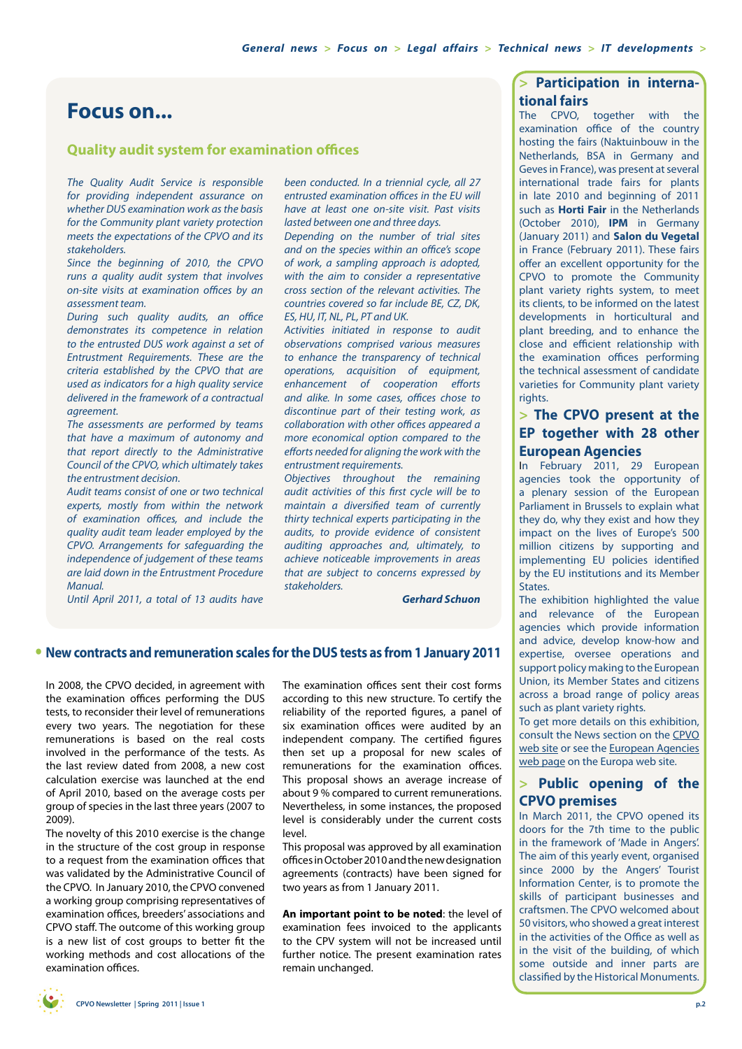# Focus on...

## Quality audit system for examination offices

*The Quality Audit Service is responsible for providing independent assurance on whether DUS examination work as the basis for the Community plant variety protection meets the expectations of the CPVO and its stakeholders.*

*Since the beginning of 2010, the CPVO runs a quality audit system that involves on-site visits at examination offices by an assessment team.*

*During such quality audits, an office demonstrates its competence in relation to the entrusted DUS work against a set of Entrustment Requirements. These are the criteria established by the CPVO that are used as indicators for a high quality service delivered in the framework of a contractual agreement.*

*The assessments are performed by teams that have a maximum of autonomy and that report directly to the Administrative Council of the CPVO, which ultimately takes the entrustment decision.*

*Audit teams consist of one or two technical experts, mostly from within the network of examination offices, and include the quality audit team leader employed by the CPVO. Arrangements for safeguarding the independence of judgement of these teams are laid down in the Entrustment Procedure Manual.*

*Until April 2011, a total of 13 audits have been conducted. In a triennial cycle, all 27 entrusted examination offices in the EU will have at least one on-site visit. Past visits lasted between one and three days.*

*Depending on the number of trial sites and on the species within an office's scope of work, a sampling approach is adopted, with the aim to consider a representative cross section of the relevant activities. The countries covered so far include BE, CZ, DK, ES, HU, IT, NL, PL, PT and UK.*

*Activities initiated in response to audit observations comprised various measures to enhance the transparency of technical operations, acquisition of equipment, enhancement of cooperation efforts and alike. In some cases, offices chose to discontinue part of their testing work, as collaboration with other offices appeared a more economical option compared to the efforts needed for aligning the work with the entrustment requirements.*

*Objectives throughout the remaining audit activities of this first cycle will be to maintain a diversified team of currently thirty technical experts participating in the audits, to provide evidence of consistent auditing approaches and, ultimately, to achieve noticeable improvements in areas that are subject to concerns expressed by stakeholders.*

***Gerhard Schuon***

## New contracts and remuneration scales for the DUS tests as from 1 January 2011

In 2008, the CPVO decided, in agreement with the examination offices performing the DUS tests, to reconsider their level of remuneration every two years. The negotiation for these remunerations is based on the real costs involved in the performance of the tests. As the last review dated from 2008, a new cost calculation exercise was launched at the end of April 2010, based on the average costs per group of species in the last three years (2007 to 2009).

The novelty of this 2010 exercise is the change in the structure of the cost group in response to a request from the examination offices that was validated by the Administrative Council of the CPVO. In January 2010, the CPVO convened a working group comprising representatives of examination offices, breeders' associations and CPVO staff. The outcome of this working group is a new list of cost groups to better fit the working methods and cost allocations of the examination offices.

The examination offices sent their cost forms according to this new structure. To certify the reliability of the reported figures, a panel of six examination offices were audited by an independent company. The certified figures then set up a proposal for new scales of remunerations for the examination offices. This proposal shows an average increase of about 9 % compared to current remunerations. Nevertheless, in some instances, the proposed level is considerably under the current costs level.

This proposal was approved by all examination offices in October 2010 and the new designation agreements (contracts) have been signed for two years as from 1 January 2011.

**An important point to be noted**: the level of examination fees invoiced to the applicants to the CPV system will not be increased until further notice. The present examination rates remain unchanged.

## > Participation in international fairs

The CPVO, together with the examination office of the country hosting the fairs (Naktuinbouw in the Netherlands, BSA in Germany and Geves in France), was present at several international trade fairs for plants in late 2010 and beginning of 2011 such as **Horti Fair** in the Netherlands (October 2010), **IPM** in Germany (January 2011) and **Salon du Vegetal** in France (February 2011). These fairs offer an excellent opportunity for the CPVO to promote the Community plant variety rights system, to meet its clients, to be informed on the latest developments in horticultural and plant breeding, and to enhance the close and efficient relationship with the examination offices performing the technical assessment of candidate varieties for Community plant variety rights.

## > The CPVO present at the EP together with 28 other European Agencies

In February 2011, 29 European agencies took the opportunity of a plenary session of the European Parliament in Brussels to explain what they do, why they exist and how they impact on the lives of Europe's 500 million citizens by supporting and implementing EU policies identified by the EU institutions and its Member States.

The exhibition highlighted the value and relevance of the European agencies which provide information and advice, develop know-how and expertise, oversee operations and support policy making to the European Union, its Member States and citizens across a broad range of policy areas such as plant variety rights.

To get more details on this exhibition, consult the News section on the CPVO web site or see the European Agencies web page on the Europa web site.

## > Public opening of the CPVO premises

In March 2011, the CPVO opened its doors for the 7th time to the public in the framework of 'Made in Angers'. The aim of this yearly event, organised since 2000 by the Angers' Tourist Information Center, is to promote the skills of participant businesses and craftsmen. The CPVO welcomed about 50 visitors, who showed a great interest in the activities of the Office as well as in the visit of the building, of which some outside and inner parts are classified by the Historical Monuments.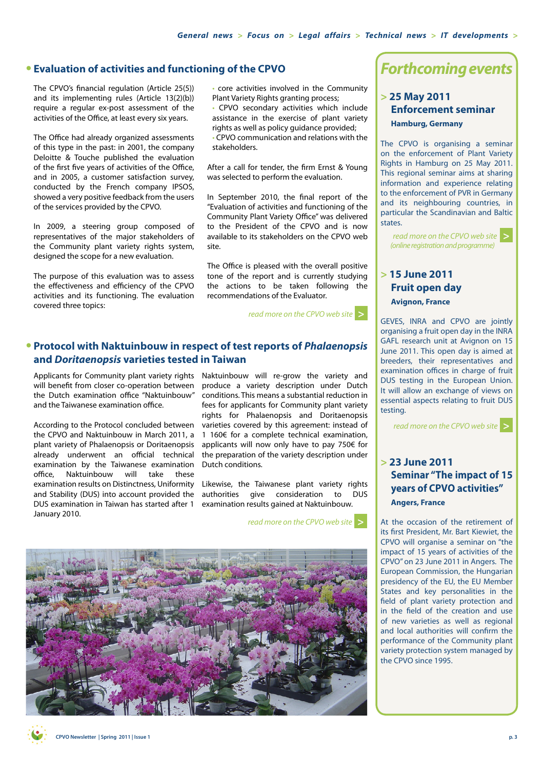## Evaluation of activities and functioning of the CPVO

The CPVO's financial regulation (Article 25(5)) and its implementing rules (Article 13(2)(b)) require a regular ex-post assessment of the activities of the Office, at least every six years.

The Office had already organized assessments of this type in the past: in 2001, the company Deloitte & Touche published the evaluation of the first five years of activities of the Office, and in 2005, a customer satisfaction survey, conducted by the French company IPSOS, showed a very positive feedback from the users of the services provided by the CPVO.

In 2009, a steering group composed of representatives of the major stakeholders of the Community plant variety rights system, designed the scope for a new evaluation.

The purpose of this evaluation was to assess the effectiveness and efficiency of the CPVO activities and its functioning. The evaluation covered three topics:

- core activities involved in the Community Plant Variety Rights granting process;
- CPVO secondary activities which include assistance in the exercise of plant variety rights as well as policy guidance provided;
- CPVO communication and relations with the stakeholders.

After a call for tender, the firm Ernst & Young was selected to perform the evaluation.

In September 2010, the final report of the "Evaluation of activities and functioning of the Community Plant Variety Office" was delivered to the President of the CPVO and is now available to its stakeholders on the CPVO web site.

The Office is pleased with the overall positive tone of the report and is currently studying the actions to be taken following the recommendations of the Evaluator.

*read more on the CPVO web site* >

## Protocol with Naktuinbouw in respect of test reports of *Phalaenopsis* and *Doritaenopsis* varieties tested in Taiwan

Applicants for Community plant variety rights will benefit from closer co-operation between the Dutch examination office "Naktuinbouw" and the Taiwanese examination office.

According to the Protocol concluded between the CPVO and Naktuinbouw in March 2011, a plant variety of Phalaenopsis or Doritaenopsis already underwent an official technical examination by the Taiwanese examination office, Naktuinbouw will take these examination results on Distinctness, Uniformity and Stability (DUS) into account provided the DUS examination in Taiwan has started after 1 January 2010.

Naktuinbouw will re-grow the variety and produce a variety description under Dutch conditions. This means a substantial reduction in fees for applicants for Community plant variety rights for Phalaenopsis and Doritaenopsis varieties covered by this agreement: instead of 1 160€ for a complete technical examination, applicants will now only have to pay 750€ for the preparation of the variety description under Dutch conditions.

Likewise, the Taiwanese plant variety rights authorities give consideration to DUS examination results gained at Naktuinbouw.

*read more on the CPVO web site* >

# Forthcoming events

### > 25 May 2011 Enforcement seminar

**Hamburg, Germany**

The CPVO is organising a seminar on the enforcement of Plant Variety Rights in Hamburg on 25 May 2011. This regional seminar aims at sharing information and experience relating to the enforcement of PVR in Germany and its neighbouring countries, in particular the Scandinavian and Baltic states.

*read more on the CPVO web site* >
*(online registration and programme)*

### > 15 June 2011 Fruit open day

**Avignon, France**

GEVES, INRA and CPVO are jointly organising a fruit open day in the INRA GAFL research unit at Avignon on 15 June 2011. This open day is aimed at breeders, their representatives and examination offices in charge of fruit DUS testing in the European Union. It will allow an exchange of views on essential aspects relating to fruit DUS testing.

*read more on the CPVO web site* >

### > 23 June 2011 Seminar "The impact of 15 years of CPVO activities"

**Angers, France**

At the occasion of the retirement of its first President, Mr. Bart Kiewiet, the CPVO will organise a seminar on "the impact of 15 years of activities of the CPVO" on 23 June 2011 in Angers. The European Commission, the Hungarian presidency of the EU, the EU Member States and key personalities in the field of plant variety protection and in the field of the creation and use of new varieties as well as regional and local authorities will confirm the performance of the Community plant variety protection system managed by the CPVO since 1995.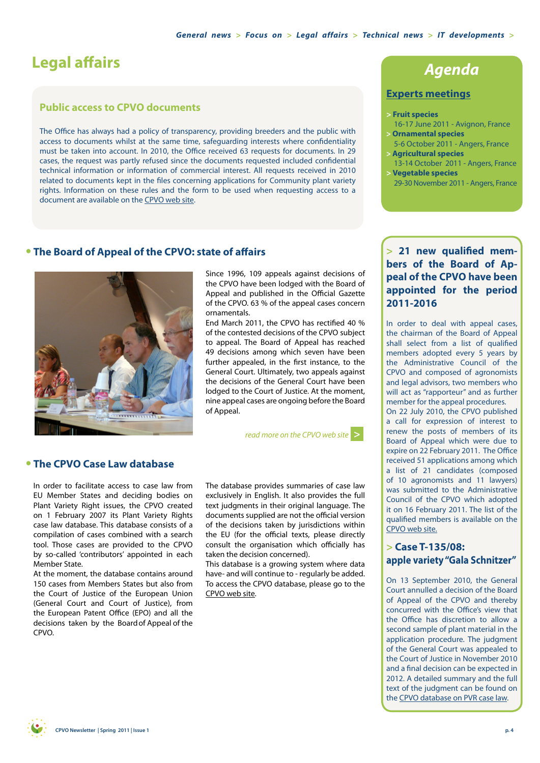# Legal affairs

## Public access to CPVO documents

The Office has always had a policy of transparency, providing breeders and the public with access to documents whilst at the same time, safeguarding interests where confidentiality must be taken into account. In 2010, the Office received 63 requests for documents. In 29 cases, the request was partly refused since the documents requested included confidential technical information or information of commercial interest. All requests received in 2010 related to documents kept in the files concerning applications for Community plant variety rights. Information on these rules and the form to be used when requesting access to a document are available on the CPVO web site.

## Agenda

### Experts meetings

- **Fruit species**
  16-17 June 2011 - Avignon, France
- **Ornamental species**
  5-6 October 2011 - Angers, France
- **Agricultural species**
  13-14 October 2011 - Angers, France
- **Vegetable species**
  29-30 November 2011 - Angers, France

## The Board of Appeal of the CPVO: state of affairs

Since 1996, 109 appeals against decisions of the CPVO have been lodged with the Board of Appeal and published in the Official Gazette of the CPVO. 63 % of the appeal cases concern ornamentals.

End March 2011, the CPVO has rectified 40 % of the contested decisions of the CPVO subject to appeal. The Board of Appeal has reached 49 decisions among which seven have been further appealed, in the first instance, to the General Court. Ultimately, two appeals against the decisions of the General Court have been lodged to the Court of Justice. At the moment, nine appeal cases are ongoing before the Board of Appeal.

*read more on the CPVO web site >*

## The CPVO Case Law database

In order to facilitate access to case law from EU Member States and deciding bodies on Plant Variety Right issues, the CPVO created on 1 February 2007 its Plant Variety Rights case law database. This database consists of a compilation of cases combined with a search tool. Those cases are provided to the CPVO by so-called 'contributors' appointed in each Member State.

At the moment, the database contains around 150 cases from Members States but also from the Court of Justice of the European Union (General Court and Court of Justice), from the European Patent Office (EPO) and all the decisions taken by the Board of Appeal of the CPVO.

The database provides summaries of case law exclusively in English. It also provides the full text judgments in their original language. The documents supplied are not the official version of the decisions taken by jurisdictions within the EU (for the official texts, please directly consult the organisation which officially has taken the decision concerned).

This database is a growing system where data have- and will continue to - regularly be added. To access the CPVO database, please go to the CPVO web site.

## > 21 new qualified members of the Board of Appeal of the CPVO have been appointed for the period 2011-2016

In order to deal with appeal cases, the chairman of the Board of Appeal shall select from a list of qualified members adopted every 5 years by the Administrative Council of the CPVO and composed of agronomists and legal advisors, two members who will act as "rapporteur" and as further member for the appeal procedures.

On 22 July 2010, the CPVO published a call for expression of interest to renew the posts of members of its Board of Appeal which were due to expire on 22 February 2011. The Office received 51 applications among which a list of 21 candidates (composed of 10 agronomists and 11 lawyers) was submitted to the Administrative Council of the CPVO which adopted it on 16 February 2011. The list of the qualified members is available on the CPVO web site.

## > Case T-135/08: apple variety "Gala Schnitzer"

On 13 September 2010, the General Court annulled a decision of the Board of Appeal of the CPVO and thereby concurred with the Office's view that the Office has discretion to allow a second sample of plant material in the application procedure. The judgment of the General Court was appealed to the Court of Justice in November 2010 and a final decision can be expected in 2012. A detailed summary and the full text of the judgment can be found on the CPVO database on PVR case law.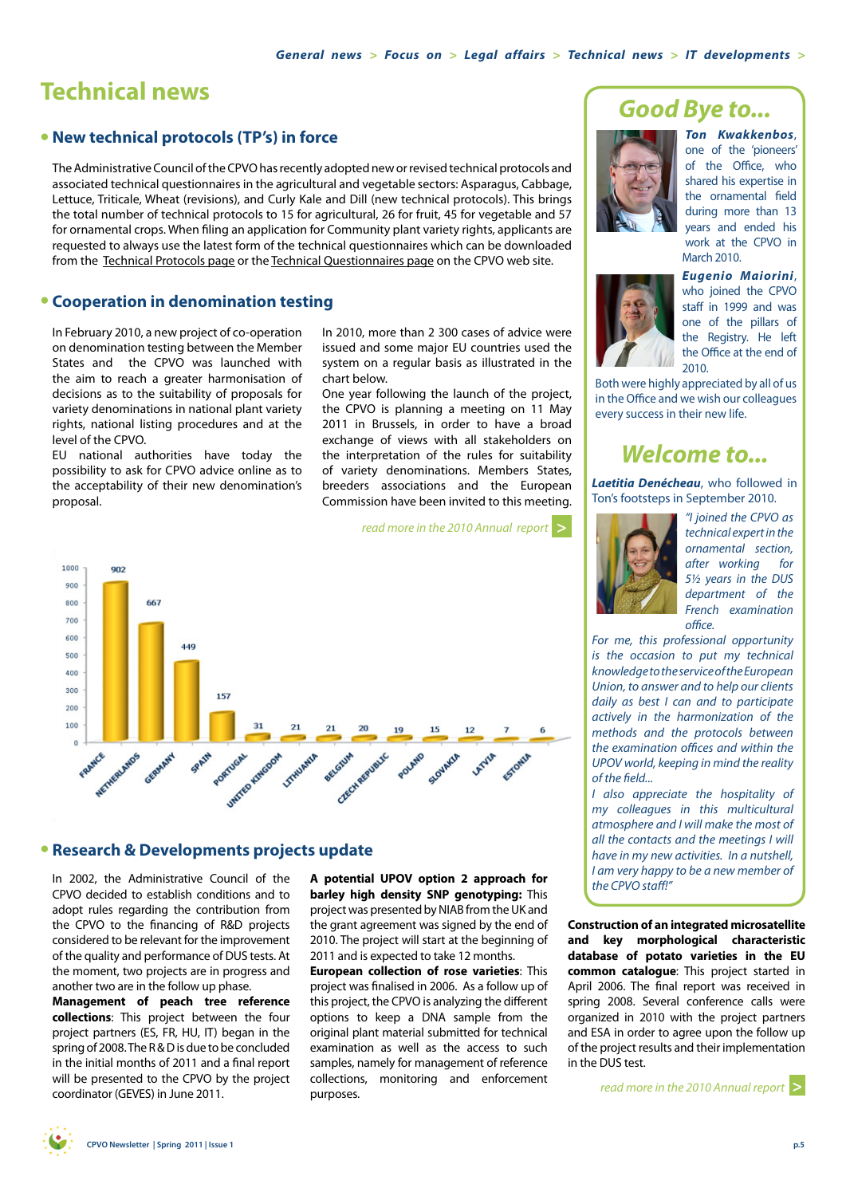# Technical news

## • New technical protocols (TP's) in force

The Administrative Council of the CPVO has recently adopted new or revised technical protocols and associated technical questionnaires in the agricultural and vegetable sectors: Asparagus, Cabbage, Lettuce, Triticale, Wheat (revisions), and Curly Kale and Dill (new technical protocols). This brings the total number of technical protocols to 15 for agricultural, 26 for fruit, 45 for vegetable and 57 for ornamental crops. When filing an application for Community plant variety rights, applicants are requested to always use the latest form of the technical questionnaires which can be downloaded from the Technical Protocols page or the Technical Questionnaires page on the CPVO web site.

## • Cooperation in denomination testing

In February 2010, a new project of co-operation on denomination testing between the Member States and the CPVO was launched with the aim to reach a greater harmonisation of decisions as to the suitability of proposals for variety denominations in national plant variety rights, national listing procedures and at the level of the CPVO.

EU national authorities have today the possibility to ask for CPVO advice online as to the acceptability of their new denomination's proposal.

In 2010, more than 2 300 cases of advice were issued and some major EU countries used the system on a regular basis as illustrated in the chart below.

One year following the launch of the project, the CPVO is planning a meeting on 11 May 2011 in Brussels, in order to have a broad exchange of views with all stakeholders on the interpretation of the rules for suitability of variety denominations. Members States, breeders associations and the European Commission have been invited to this meeting.

*read more in the 2010 Annual report* >

| Country | Cases |
|---|---|
| France | 902 |
| Netherlands | 667 |
| Germany | 449 |
| Spain | 157 |
| Portugal | 31 |
| United Kingdom | 21 |
| Lithuania | 21 |
| Belgium | 20 |
| Czech Republic | 19 |
| Poland | 15 |
| Slovakia | 12 |
| Latvia | 7 |
| Estonia | 6 |

## • Research & Developments projects update

In 2002, the Administrative Council of the CPVO decided to establish conditions and to adopt rules regarding the contribution from the CPVO to the financing of R&D projects considered to be relevant for the improvement of the quality and performance of DUS tests. At the moment, two projects are in progress and another two are in the follow up phase.

**Management of peach tree reference collections**: This project between the four project partners (ES, FR, HU, IT) began in the spring of 2008. The R & D is due to be concluded in the initial months of 2011 and a final report will be presented to the CPVO by the project coordinator (GEVES) in June 2011.

**A potential UPOV option 2 approach for barley high density SNP genotyping:** This project was presented by NIAB from the UK and the grant agreement was signed by the end of 2010. The project will start at the beginning of 2011 and is expected to take 12 months.

**European collection of rose varieties**: This project was finalised in 2006. As a follow up of this project, the CPVO is analyzing the different options to keep a DNA sample from the original plant material submitted for technical examination as well as the access to such samples, namely for management of reference collections, monitoring and enforcement purposes.

**Construction of an integrated microsatellite and key morphological characteristic database of potato varieties in the EU common catalogue**: This project started in April 2006. The final report was received in spring 2008. Several conference calls were organized in 2010 with the project partners and ESA in order to agree upon the follow up of the project results and their implementation in the DUS test.

*read more in the 2010 Annual report* >

## Good Bye to...

***Ton Kwakkenbos***, one of the 'pioneers' of the Office, who shared his expertise in the ornamental field during more than 13 years and ended his work at the CPVO in March 2010.

***Eugenio Maiorini***, who joined the CPVO staff in 1999 and was one of the pillars of the Registry. He left the Office at the end of 2010.

Both were highly appreciated by all of us in the Office and we wish our colleagues every success in their new life.

## Welcome to...

***Laetitia Denécheau***, who followed in Ton's footsteps in September 2010.

*"I joined the CPVO as technical expert in the ornamental section, after working for 5½ years in the DUS department of the French examination office.*

*For me, this professional opportunity is the occasion to put my technical knowledge to the service of the European Union, to answer and to help our clients daily as best I can and to participate actively in the harmonization of the methods and the protocols between the examination offices and within the UPOV world, keeping in mind the reality of the field...*

*I also appreciate the hospitality of my colleagues in this multicultural atmosphere and I will make the most of all the contacts and the meetings I will have in my new activities. In a nutshell, I am very happy to be a new member of the CPVO staff!"*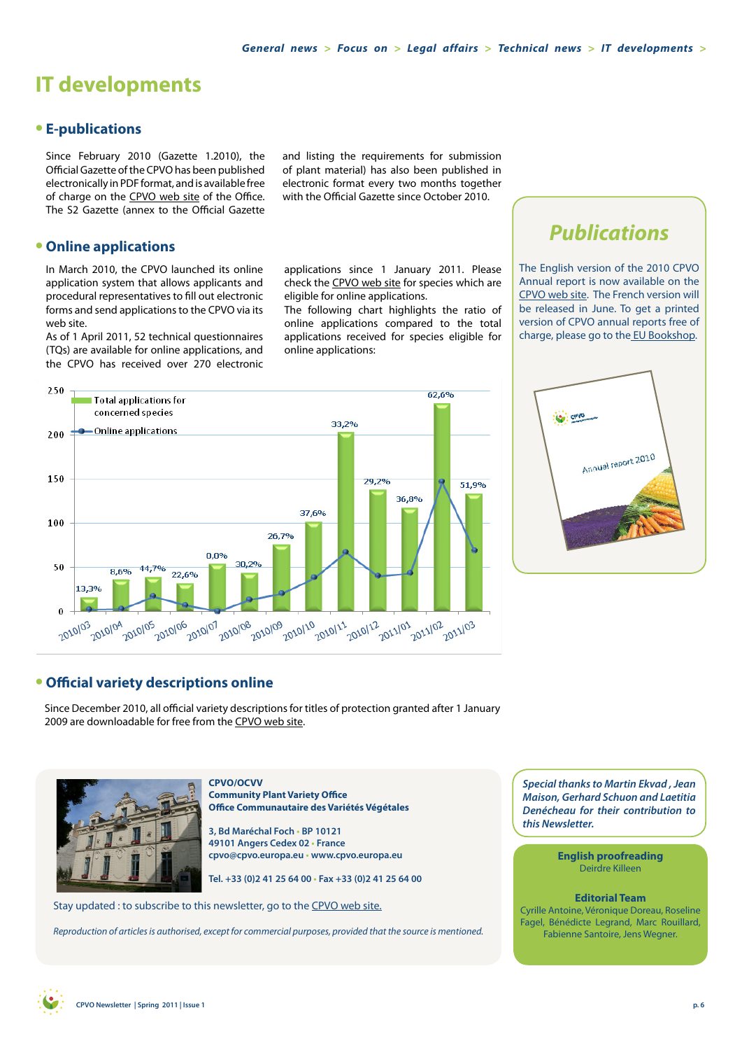# IT developments

## • E-publications

Since February 2010 (Gazette 1.2010), the Official Gazette of the CPVO has been published electronically in PDF format, and is available free of charge on the CPVO web site of the Office. The S2 Gazette (annex to the Official Gazette and listing the requirements for submission of plant material) has also been published in electronic format every two months together with the Official Gazette since October 2010.

## • Online applications

In March 2010, the CPVO launched its online application system that allows applicants and procedural representatives to fill out electronic forms and send applications to the CPVO via its web site.

As of 1 April 2011, 52 technical questionnaires (TQs) are available for online applications, and the CPVO has received over 270 electronic applications since 1 January 2011. Please check the CPVO web site for species which are eligible for online applications.

The following chart highlights the ratio of online applications compared to the total applications received for species eligible for online applications:

Total applications for concerned species
Online applications

250
200
150
100
50
0

13,3%
8,6%
44,7%
22,6%
0,0%
30,2%
26,7%
37,6%
33,2%
29,2%
36,8%
62,6%
51,9%

2010/03
2010/04
2010/05
2010/06
2010/07
2010/08
2010/09
2010/10
2010/11
2010/12
2011/01
2011/02
2011/03

## • Official variety descriptions online

Since December 2010, all official variety descriptions for titles of protection granted after 1 January 2009 are downloadable for free from the CPVO web site.

## Publications

The English version of the 2010 CPVO Annual report is now available on the CPVO web site. The French version will be released in June. To get a printed version of CPVO annual reports free of charge, please go to the EU Bookshop.

---

**CPVO/OCVV**
**Community Plant Variety Office**
**Office Communautaire des Variétés Végétales**

**3, Bd Maréchal Foch • BP 10121**
**49101 Angers Cedex 02 • France**
**cpvo@cpvo.europa.eu • www.cpvo.europa.eu**

**Tel. +33 (0)2 41 25 64 00 • Fax +33 (0)2 41 25 64 00**

Stay updated : to subscribe to this newsletter, go to the CPVO web site.

*Reproduction of articles is authorised, except for commercial purposes, provided that the source is mentioned.*

***Special thanks to Martin Ekvad , Jean Maison, Gerhard Schuon and Laetitia Denécheau for their contribution to this Newsletter.***

**English proofreading**
Deirdre Killeen

**Editorial Team**
Cyrille Antoine, Véronique Doreau, Roseline Fagel, Bénédicte Legrand, Marc Rouillard, Fabienne Santoire, Jens Wegner.